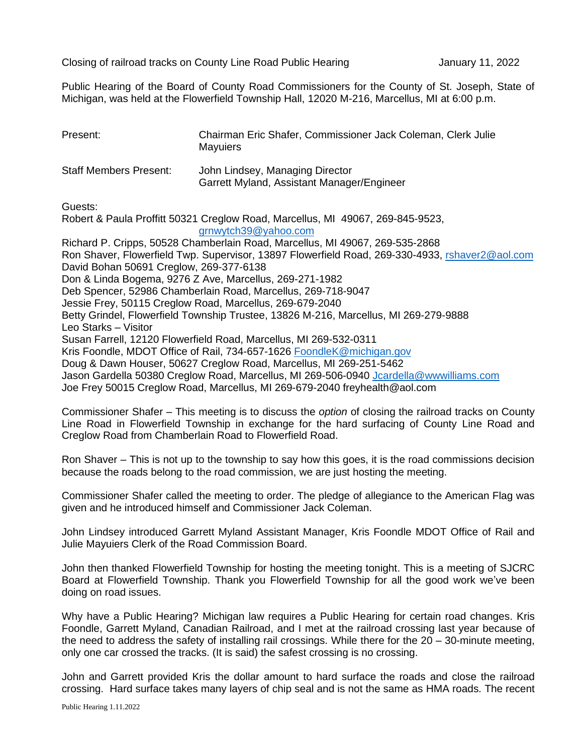Closing of railroad tracks on County Line Road Public Hearing January 11, 2022

Public Hearing of the Board of County Road Commissioners for the County of St. Joseph, State of Michigan, was held at the Flowerfield Township Hall, 12020 M-216, Marcellus, MI at 6:00 p.m.

| | |
|---|---|
| Present: | Chairman Eric Shafer, Commissioner Jack Coleman, Clerk Julie Mayuiers |
| Staff Members Present: | John Lindsey, Managing Director<br>Garrett Myland, Assistant Manager/Engineer |

Guests:
Robert & Paula Proffitt 50321 Creglow Road, Marcellus, MI 49067, 269-845-9523, grnwytch39@yahoo.com
Richard P. Cripps, 50528 Chamberlain Road, Marcellus, MI 49067, 269-535-2868
Ron Shaver, Flowerfield Twp. Supervisor, 13897 Flowerfield Road, 269-330-4933, rshaver2@aol.com
David Bohan 50691 Creglow, 269-377-6138
Don & Linda Bogema, 9276 Z Ave, Marcellus, 269-271-1982
Deb Spencer, 52986 Chamberlain Road, Marcellus, 269-718-9047
Jessie Frey, 50115 Creglow Road, Marcellus, 269-679-2040
Betty Grindel, Flowerfield Township Trustee, 13826 M-216, Marcellus, MI 269-279-9888
Leo Starks – Visitor
Susan Farrell, 12120 Flowerfield Road, Marcellus, MI 269-532-0311
Kris Foondle, MDOT Office of Rail, 734-657-1626 FoondleK@michigan.gov
Doug & Dawn Houser, 50627 Creglow Road, Marcellus, MI 269-251-5462
Jason Gardella 50380 Creglow Road, Marcellus, MI 269-506-0940 Jcardella@wwwilliams.com
Joe Frey 50015 Creglow Road, Marcellus, MI 269-679-2040 freyhealth@aol.com

Commissioner Shafer – This meeting is to discuss the *option* of closing the railroad tracks on County Line Road in Flowerfield Township in exchange for the hard surfacing of County Line Road and Creglow Road from Chamberlain Road to Flowerfield Road.

Ron Shaver – This is not up to the township to say how this goes, it is the road commissions decision because the roads belong to the road commission, we are just hosting the meeting.

Commissioner Shafer called the meeting to order. The pledge of allegiance to the American Flag was given and he introduced himself and Commissioner Jack Coleman.

John Lindsey introduced Garrett Myland Assistant Manager, Kris Foondle MDOT Office of Rail and Julie Mayuiers Clerk of the Road Commission Board.

John then thanked Flowerfield Township for hosting the meeting tonight. This is a meeting of SJCRC Board at Flowerfield Township. Thank you Flowerfield Township for all the good work we've been doing on road issues.

Why have a Public Hearing? Michigan law requires a Public Hearing for certain road changes. Kris Foondle, Garrett Myland, Canadian Railroad, and I met at the railroad crossing last year because of the need to address the safety of installing rail crossings. While there for the 20 – 30-minute meeting, only one car crossed the tracks. (It is said) the safest crossing is no crossing.

John and Garrett provided Kris the dollar amount to hard surface the roads and close the railroad crossing. Hard surface takes many layers of chip seal and is not the same as HMA roads. The recent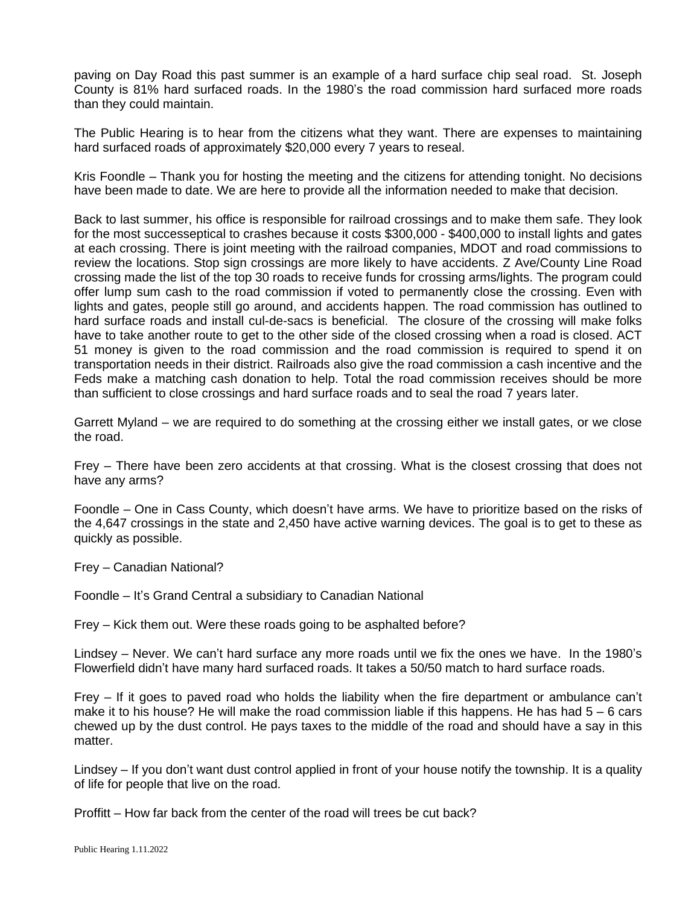paving on Day Road this past summer is an example of a hard surface chip seal road. St. Joseph County is 81% hard surfaced roads. In the 1980's the road commission hard surfaced more roads than they could maintain.

The Public Hearing is to hear from the citizens what they want. There are expenses to maintaining hard surfaced roads of approximately $20,000 every 7 years to reseal.

Kris Foondle – Thank you for hosting the meeting and the citizens for attending tonight. No decisions have been made to date. We are here to provide all the information needed to make that decision.

Back to last summer, his office is responsible for railroad crossings and to make them safe. They look for the most succeseptical to crashes because it costs $300,000 - $400,000 to install lights and gates at each crossing. There is joint meeting with the railroad companies, MDOT and road commissions to review the locations. Stop sign crossings are more likely to have accidents. Z Ave/County Line Road crossing made the list of the top 30 roads to receive funds for crossing arms/lights. The program could offer lump sum cash to the road commission if voted to permanently close the crossing. Even with lights and gates, people still go around, and accidents happen. The road commission has outlined to hard surface roads and install cul-de-sacs is beneficial. The closure of the crossing will make folks have to take another route to get to the other side of the closed crossing when a road is closed. ACT 51 money is given to the road commission and the road commission is required to spend it on transportation needs in their district. Railroads also give the road commission a cash incentive and the Feds make a matching cash donation to help. Total the road commission receives should be more than sufficient to close crossings and hard surface roads and to seal the road 7 years later.

Garrett Myland – we are required to do something at the crossing either we install gates, or we close the road.

Frey – There have been zero accidents at that crossing. What is the closest crossing that does not have any arms?

Foondle – One in Cass County, which doesn't have arms. We have to prioritize based on the risks of the 4,647 crossings in the state and 2,450 have active warning devices. The goal is to get to these as quickly as possible.

Frey – Canadian National?

Foondle – It's Grand Central a subsidiary to Canadian National

Frey – Kick them out. Were these roads going to be asphalted before?

Lindsey – Never. We can't hard surface any more roads until we fix the ones we have. In the 1980's Flowerfield didn't have many hard surfaced roads. It takes a 50/50 match to hard surface roads.

Frey – If it goes to paved road who holds the liability when the fire department or ambulance can't make it to his house? He will make the road commission liable if this happens. He has had 5 – 6 cars chewed up by the dust control. He pays taxes to the middle of the road and should have a say in this matter.

Lindsey – If you don't want dust control applied in front of your house notify the township. It is a quality of life for people that live on the road.

Proffitt – How far back from the center of the road will trees be cut back?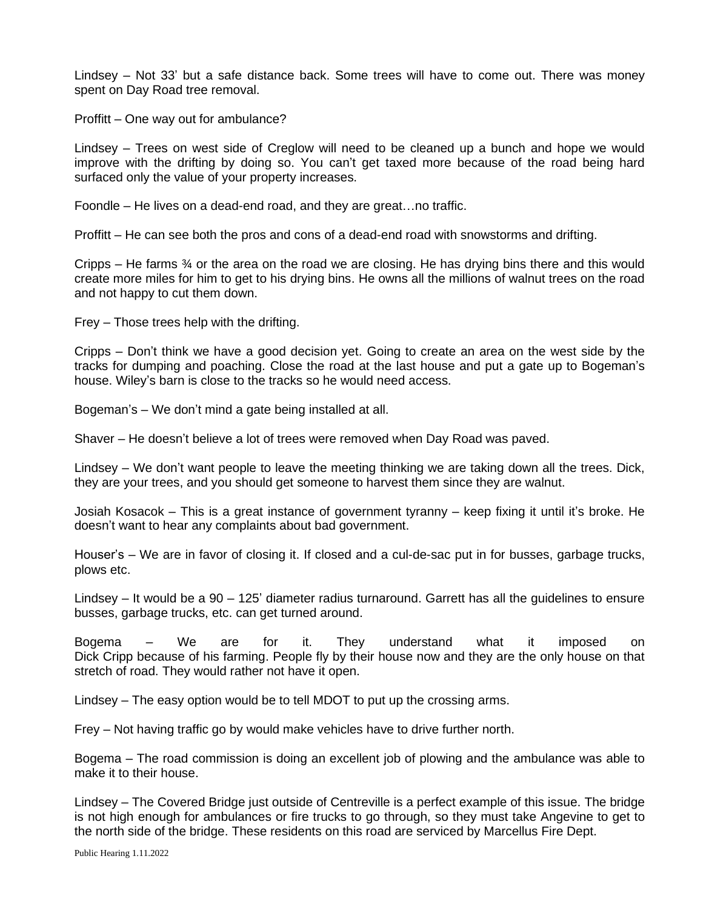Lindsey – Not 33' but a safe distance back. Some trees will have to come out. There was money spent on Day Road tree removal.

Proffitt – One way out for ambulance?

Lindsey – Trees on west side of Creglow will need to be cleaned up a bunch and hope we would improve with the drifting by doing so. You can't get taxed more because of the road being hard surfaced only the value of your property increases.

Foondle – He lives on a dead-end road, and they are great…no traffic.

Proffitt – He can see both the pros and cons of a dead-end road with snowstorms and drifting.

Cripps – He farms ¾ or the area on the road we are closing. He has drying bins there and this would create more miles for him to get to his drying bins. He owns all the millions of walnut trees on the road and not happy to cut them down.

Frey – Those trees help with the drifting.

Cripps – Don't think we have a good decision yet. Going to create an area on the west side by the tracks for dumping and poaching. Close the road at the last house and put a gate up to Bogeman's house. Wiley's barn is close to the tracks so he would need access.

Bogeman's – We don't mind a gate being installed at all.

Shaver – He doesn't believe a lot of trees were removed when Day Road was paved.

Lindsey – We don't want people to leave the meeting thinking we are taking down all the trees. Dick, they are your trees, and you should get someone to harvest them since they are walnut.

Josiah Kosacok – This is a great instance of government tyranny – keep fixing it until it's broke. He doesn't want to hear any complaints about bad government.

Houser's – We are in favor of closing it. If closed and a cul-de-sac put in for busses, garbage trucks, plows etc.

Lindsey – It would be a 90 – 125' diameter radius turnaround. Garrett has all the guidelines to ensure busses, garbage trucks, etc. can get turned around.

Bogema – We are for it. They understand what it imposed on Dick Cripp because of his farming. People fly by their house now and they are the only house on that stretch of road. They would rather not have it open.

Lindsey – The easy option would be to tell MDOT to put up the crossing arms.

Frey – Not having traffic go by would make vehicles have to drive further north.

Bogema – The road commission is doing an excellent job of plowing and the ambulance was able to make it to their house.

Lindsey – The Covered Bridge just outside of Centreville is a perfect example of this issue. The bridge is not high enough for ambulances or fire trucks to go through, so they must take Angevine to get to the north side of the bridge. These residents on this road are serviced by Marcellus Fire Dept.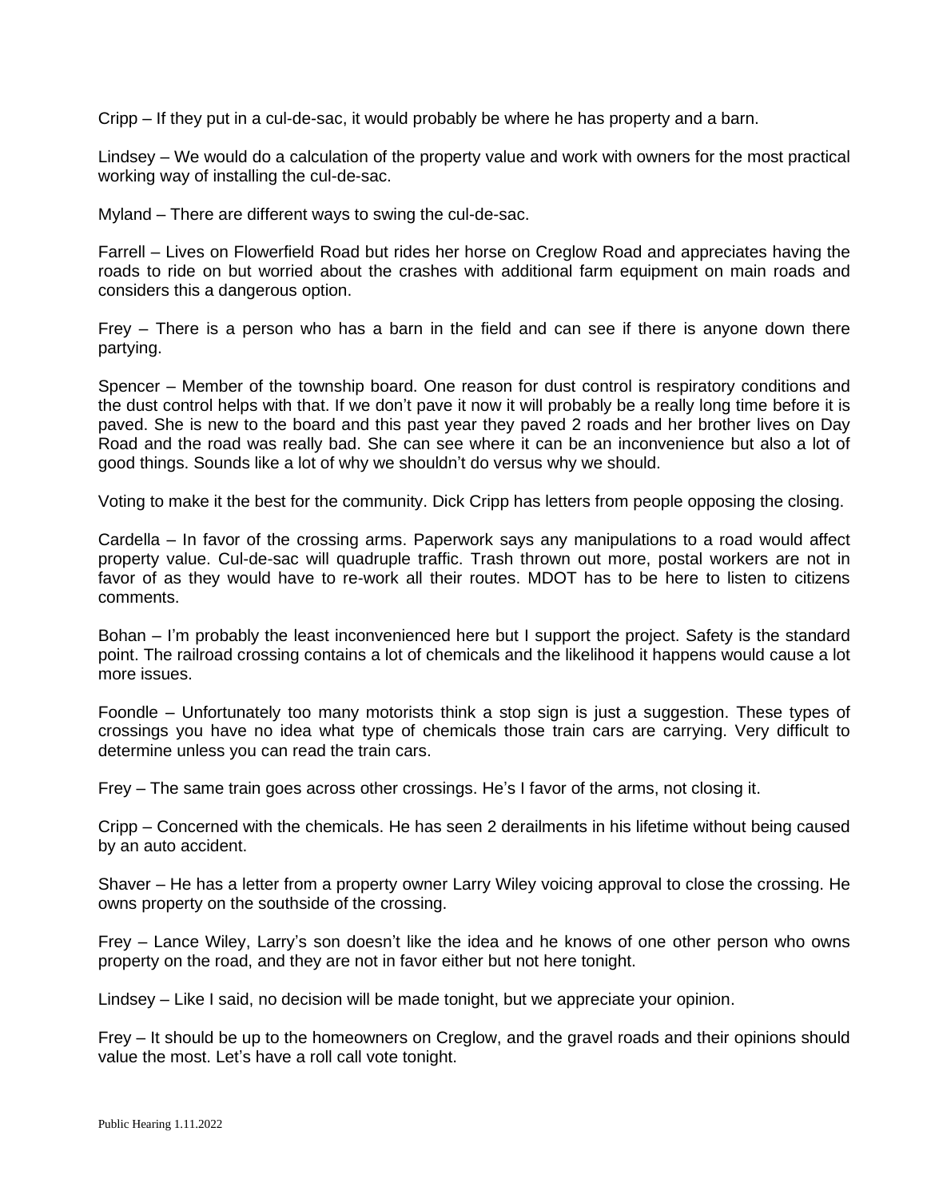Cripp – If they put in a cul-de-sac, it would probably be where he has property and a barn.

Lindsey – We would do a calculation of the property value and work with owners for the most practical working way of installing the cul-de-sac.

Myland – There are different ways to swing the cul-de-sac.

Farrell – Lives on Flowerfield Road but rides her horse on Creglow Road and appreciates having the roads to ride on but worried about the crashes with additional farm equipment on main roads and considers this a dangerous option.

Frey – There is a person who has a barn in the field and can see if there is anyone down there partying.

Spencer – Member of the township board. One reason for dust control is respiratory conditions and the dust control helps with that. If we don't pave it now it will probably be a really long time before it is paved. She is new to the board and this past year they paved 2 roads and her brother lives on Day Road and the road was really bad. She can see where it can be an inconvenience but also a lot of good things. Sounds like a lot of why we shouldn't do versus why we should.

Voting to make it the best for the community. Dick Cripp has letters from people opposing the closing.

Cardella – In favor of the crossing arms. Paperwork says any manipulations to a road would affect property value. Cul-de-sac will quadruple traffic. Trash thrown out more, postal workers are not in favor of as they would have to re-work all their routes. MDOT has to be here to listen to citizens comments.

Bohan – I'm probably the least inconvenienced here but I support the project. Safety is the standard point. The railroad crossing contains a lot of chemicals and the likelihood it happens would cause a lot more issues.

Foondle – Unfortunately too many motorists think a stop sign is just a suggestion. These types of crossings you have no idea what type of chemicals those train cars are carrying. Very difficult to determine unless you can read the train cars.

Frey – The same train goes across other crossings. He's I favor of the arms, not closing it.

Cripp – Concerned with the chemicals. He has seen 2 derailments in his lifetime without being caused by an auto accident.

Shaver – He has a letter from a property owner Larry Wiley voicing approval to close the crossing. He owns property on the southside of the crossing.

Frey – Lance Wiley, Larry's son doesn't like the idea and he knows of one other person who owns property on the road, and they are not in favor either but not here tonight.

Lindsey – Like I said, no decision will be made tonight, but we appreciate your opinion.

Frey – It should be up to the homeowners on Creglow, and the gravel roads and their opinions should value the most. Let's have a roll call vote tonight.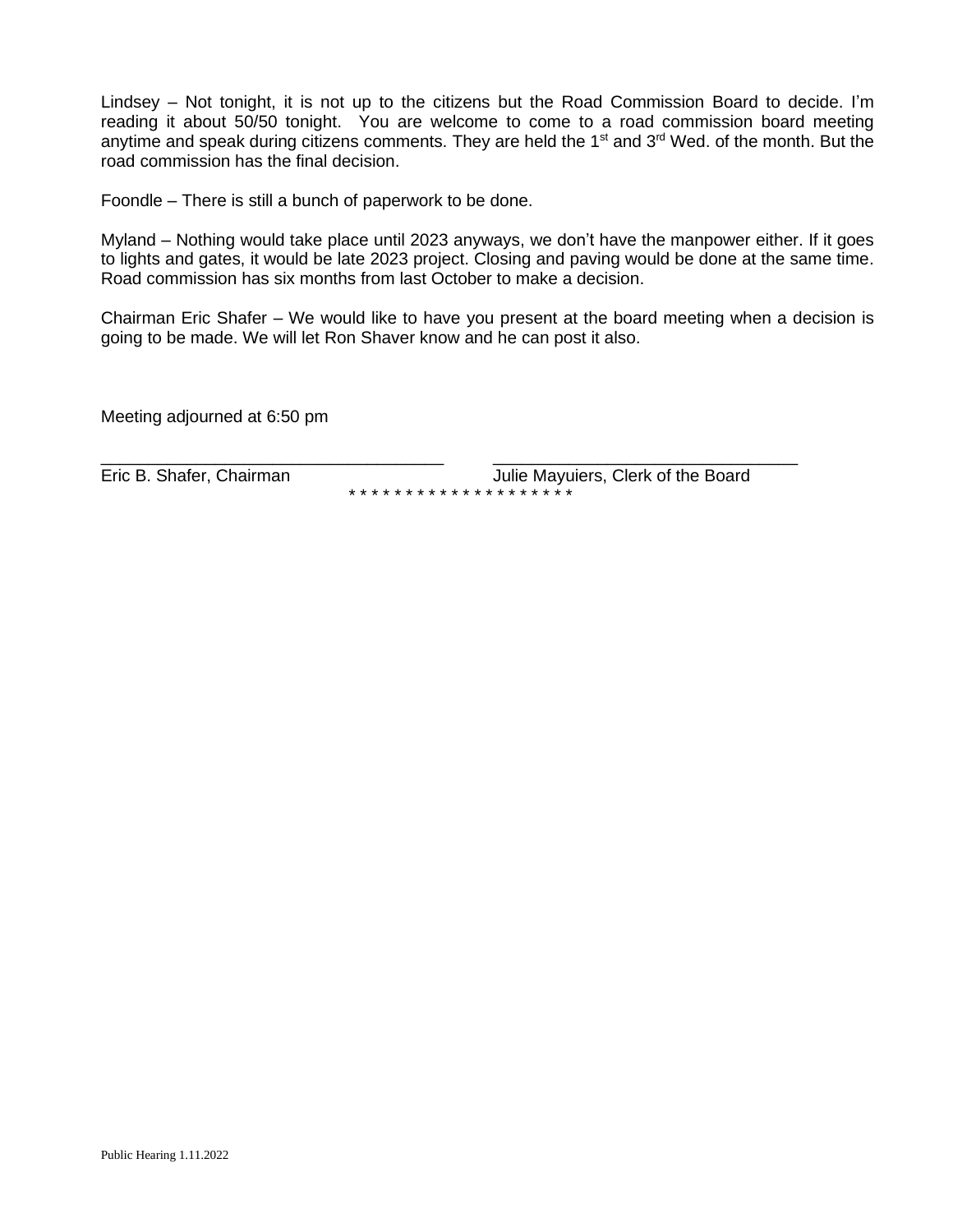Lindsey – Not tonight, it is not up to the citizens but the Road Commission Board to decide. I'm reading it about 50/50 tonight. You are welcome to come to a road commission board meeting anytime and speak during citizens comments. They are held the 1st and 3rd Wed. of the month. But the road commission has the final decision.

Foondle – There is still a bunch of paperwork to be done.

Myland – Nothing would take place until 2023 anyways, we don't have the manpower either. If it goes to lights and gates, it would be late 2023 project. Closing and paving would be done at the same time. Road commission has six months from last October to make a decision.

Chairman Eric Shafer – We would like to have you present at the board meeting when a decision is going to be made. We will let Ron Shaver know and he can post it also.

Meeting adjourned at 6:50 pm

_____________________________________ &nbsp;&nbsp;&nbsp;&nbsp;&nbsp;&nbsp;&nbsp;&nbsp; _________________________________

Eric B. Shafer, Chairman &nbsp;&nbsp;&nbsp;&nbsp;&nbsp;&nbsp;&nbsp;&nbsp;&nbsp;&nbsp;&nbsp;&nbsp;&nbsp;&nbsp;&nbsp;&nbsp;&nbsp;&nbsp;&nbsp;&nbsp;&nbsp;&nbsp;&nbsp;&nbsp; Julie Mayuiers, Clerk of the Board

* * * * * * * * * * * * * * * * * * * *

Public Hearing 1.11.2022